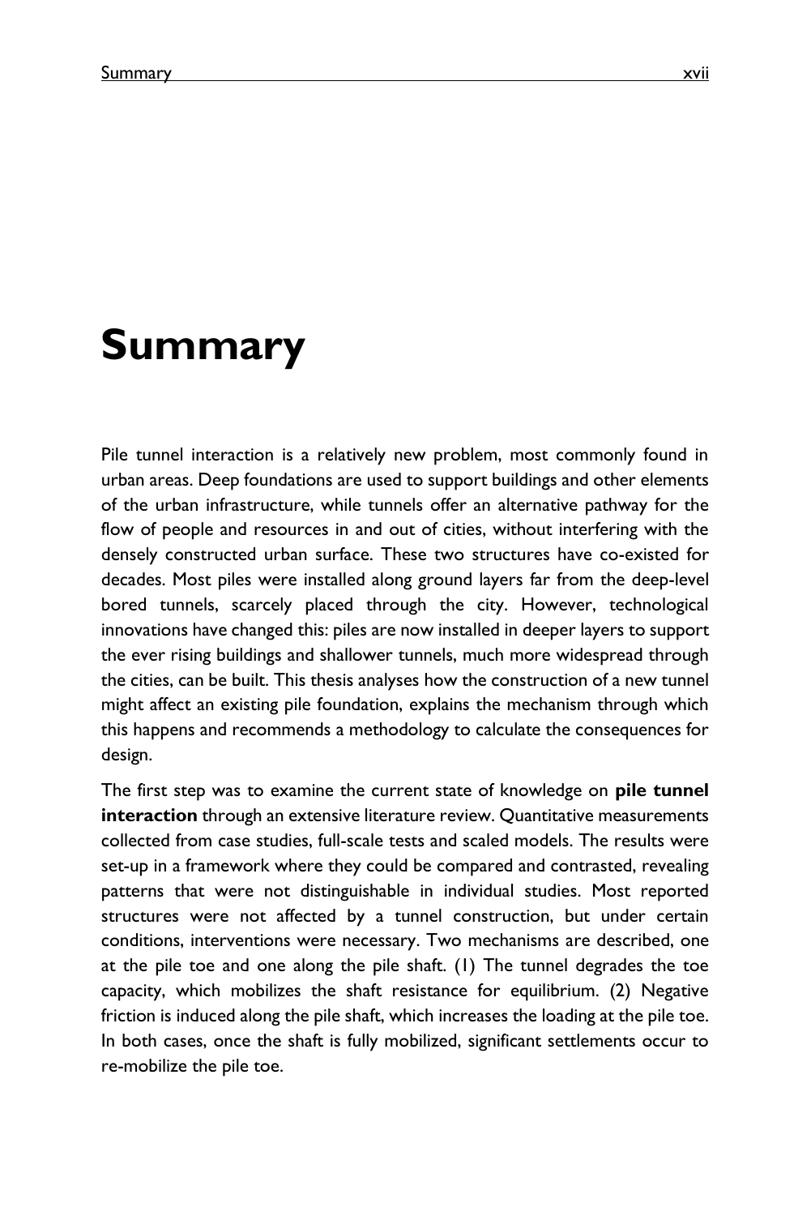# Summary

Pile tunnel interaction is a relatively new problem, most commonly found in urban areas. Deep foundations are used to support buildings and other elements of the urban infrastructure, while tunnels offer an alternative pathway for the flow of people and resources in and out of cities, without interfering with the densely constructed urban surface. These two structures have co-existed for decades. Most piles were installed along ground layers far from the deep-level bored tunnels, scarcely placed through the city. However, technological innovations have changed this: piles are now installed in deeper layers to support the ever rising buildings and shallower tunnels, much more widespread through the cities, can be built. This thesis analyses how the construction of a new tunnel might affect an existing pile foundation, explains the mechanism through which this happens and recommends a methodology to calculate the consequences for design.

The first step was to examine the current state of knowledge on **pile tunnel interaction** through an extensive literature review. Quantitative measurements collected from case studies, full-scale tests and scaled models. The results were set-up in a framework where they could be compared and contrasted, revealing patterns that were not distinguishable in individual studies. Most reported structures were not affected by a tunnel construction, but under certain conditions, interventions were necessary. Two mechanisms are described, one at the pile toe and one along the pile shaft. (1) The tunnel degrades the toe capacity, which mobilizes the shaft resistance for equilibrium. (2) Negative friction is induced along the pile shaft, which increases the loading at the pile toe. In both cases, once the shaft is fully mobilized, significant settlements occur to re-mobilize the pile toe.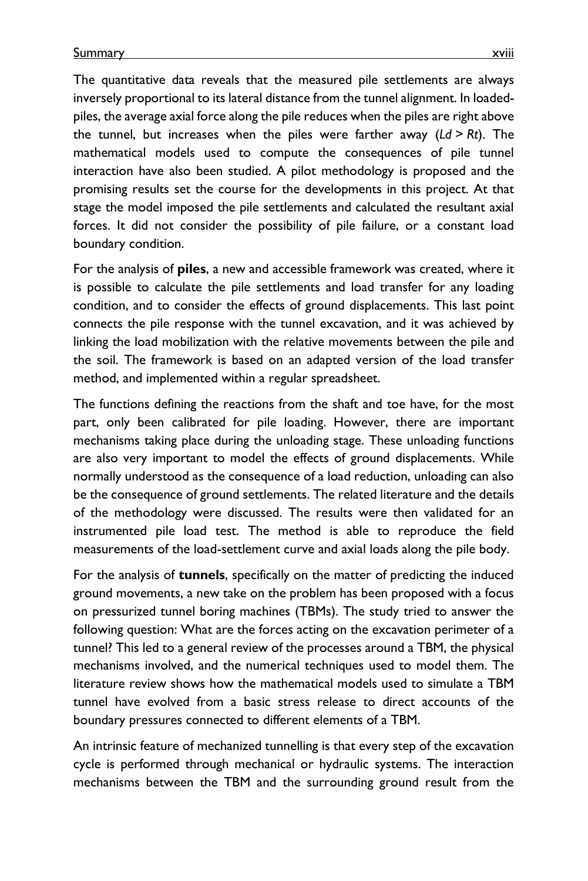The quantitative data reveals that the measured pile settlements are always inversely proportional to its lateral distance from the tunnel alignment. In loaded-piles, the average axial force along the pile reduces when the piles are right above the tunnel, but increases when the piles were farther away ($Ld > Rt$). The mathematical models used to compute the consequences of pile tunnel interaction have also been studied. A pilot methodology is proposed and the promising results set the course for the developments in this project. At that stage the model imposed the pile settlements and calculated the resultant axial forces. It did not consider the possibility of pile failure, or a constant load boundary condition.

For the analysis of **piles**, a new and accessible framework was created, where it is possible to calculate the pile settlements and load transfer for any loading condition, and to consider the effects of ground displacements. This last point connects the pile response with the tunnel excavation, and it was achieved by linking the load mobilization with the relative movements between the pile and the soil. The framework is based on an adapted version of the load transfer method, and implemented within a regular spreadsheet.

The functions defining the reactions from the shaft and toe have, for the most part, only been calibrated for pile loading. However, there are important mechanisms taking place during the unloading stage. These unloading functions are also very important to model the effects of ground displacements. While normally understood as the consequence of a load reduction, unloading can also be the consequence of ground settlements. The related literature and the details of the methodology were discussed. The results were then validated for an instrumented pile load test. The method is able to reproduce the field measurements of the load-settlement curve and axial loads along the pile body.

For the analysis of **tunnels**, specifically on the matter of predicting the induced ground movements, a new take on the problem has been proposed with a focus on pressurized tunnel boring machines (TBMs). The study tried to answer the following question: What are the forces acting on the excavation perimeter of a tunnel? This led to a general review of the processes around a TBM, the physical mechanisms involved, and the numerical techniques used to model them. The literature review shows how the mathematical models used to simulate a TBM tunnel have evolved from a basic stress release to direct accounts of the boundary pressures connected to different elements of a TBM.

An intrinsic feature of mechanized tunnelling is that every step of the excavation cycle is performed through mechanical or hydraulic systems. The interaction mechanisms between the TBM and the surrounding ground result from the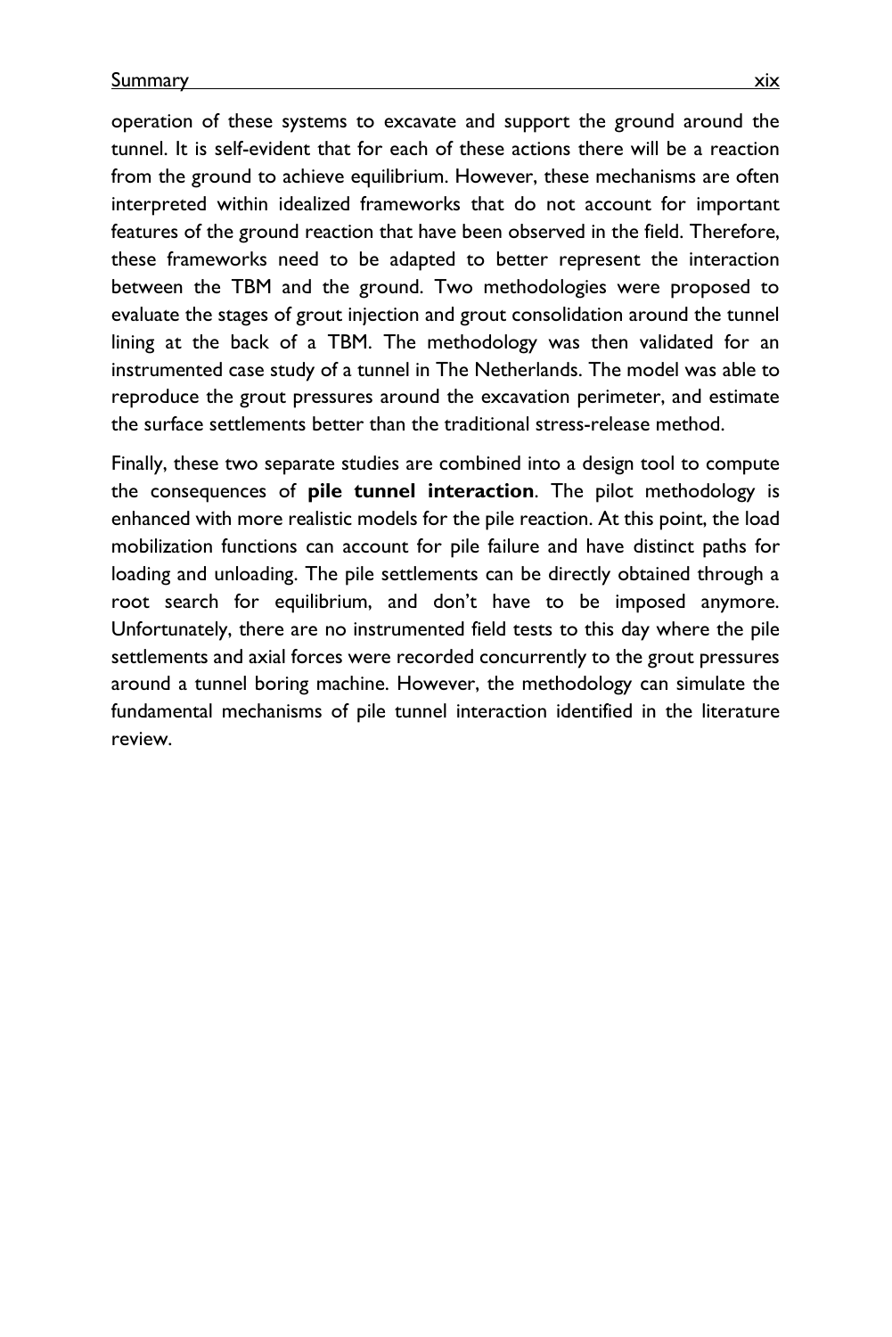operation of these systems to excavate and support the ground around the tunnel. It is self-evident that for each of these actions there will be a reaction from the ground to achieve equilibrium. However, these mechanisms are often interpreted within idealized frameworks that do not account for important features of the ground reaction that have been observed in the field. Therefore, these frameworks need to be adapted to better represent the interaction between the TBM and the ground. Two methodologies were proposed to evaluate the stages of grout injection and grout consolidation around the tunnel lining at the back of a TBM. The methodology was then validated for an instrumented case study of a tunnel in The Netherlands. The model was able to reproduce the grout pressures around the excavation perimeter, and estimate the surface settlements better than the traditional stress-release method.

Finally, these two separate studies are combined into a design tool to compute the consequences of **pile tunnel interaction**. The pilot methodology is enhanced with more realistic models for the pile reaction. At this point, the load mobilization functions can account for pile failure and have distinct paths for loading and unloading. The pile settlements can be directly obtained through a root search for equilibrium, and don't have to be imposed anymore. Unfortunately, there are no instrumented field tests to this day where the pile settlements and axial forces were recorded concurrently to the grout pressures around a tunnel boring machine. However, the methodology can simulate the fundamental mechanisms of pile tunnel interaction identified in the literature review.